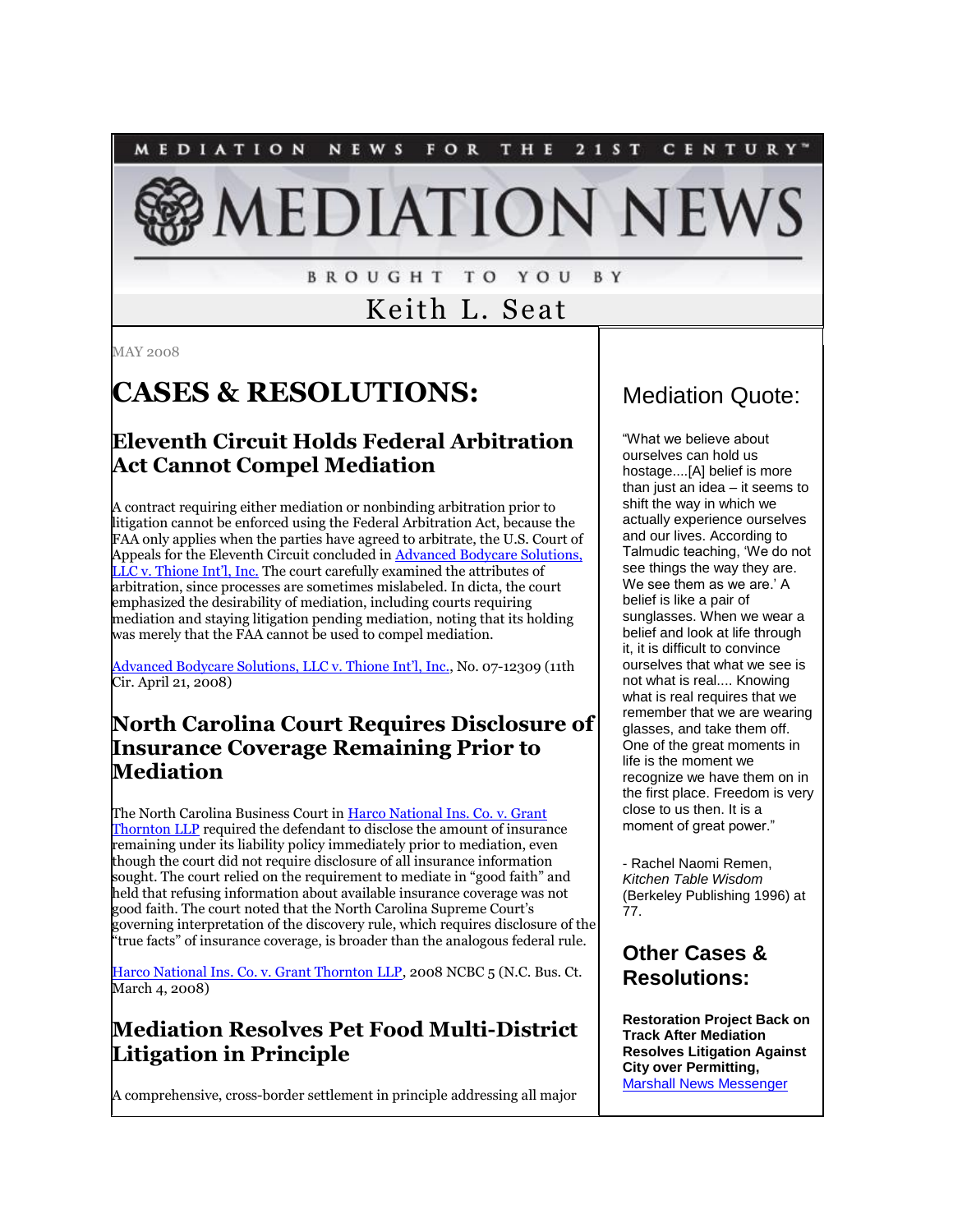MEDIATION NEWS FOR THE 21ST CENTURY™

# MEDIATION NEWS

BROUGHT TO YOU BY

Keith L. Seat

MAY 2008

# CASES & RESOLUTIONS:

## Eleventh Circuit Holds Federal Arbitration Act Cannot Compel Mediation

A contract requiring either mediation or nonbinding arbitration prior to litigation cannot be enforced using the Federal Arbitration Act, because the FAA only applies when the parties have agreed to arbitrate, the U.S. Court of Appeals for the Eleventh Circuit concluded in Advanced Bodycare Solutions, LLC v. Thione Int'l, Inc. The court carefully examined the attributes of arbitration, since processes are sometimes mislabeled. In dicta, the court emphasized the desirability of mediation, including courts requiring mediation and staying litigation pending mediation, noting that its holding was merely that the FAA cannot be used to compel mediation.

Advanced Bodycare Solutions, LLC v. Thione Int'l, Inc., No. 07-12309 (11th Cir. April 21, 2008)

## North Carolina Court Requires Disclosure of Insurance Coverage Remaining Prior to Mediation

The North Carolina Business Court in Harco National Ins. Co. v. Grant Thornton LLP required the defendant to disclose the amount of insurance remaining under its liability policy immediately prior to mediation, even though the court did not require disclosure of all insurance information sought. The court relied on the requirement to mediate in "good faith" and held that refusing information about available insurance coverage was not good faith. The court noted that the North Carolina Supreme Court's governing interpretation of the discovery rule, which requires disclosure of the "true facts" of insurance coverage, is broader than the analogous federal rule.

Harco National Ins. Co. v. Grant Thornton LLP, 2008 NCBC 5 (N.C. Bus. Ct. March 4, 2008)

## Mediation Resolves Pet Food Multi-District Litigation in Principle

A comprehensive, cross-border settlement in principle addressing all major

## Mediation Quote:

"What we believe about ourselves can hold us hostage....[A] belief is more than just an idea – it seems to shift the way in which we actually experience ourselves and our lives. According to Talmudic teaching, 'We do not see things the way they are. We see them as we are.' A belief is like a pair of sunglasses. When we wear a belief and look at life through it, it is difficult to convince ourselves that what we see is not what is real.... Knowing what is real requires that we remember that we are wearing glasses, and take them off. One of the great moments in life is the moment we recognize we have them on in the first place. Freedom is very close to us then. It is a moment of great power."

- Rachel Naomi Remen, *Kitchen Table Wisdom* (Berkeley Publishing 1996) at 77.

## Other Cases & Resolutions:

**Restoration Project Back on Track After Mediation Resolves Litigation Against City over Permitting,** Marshall News Messenger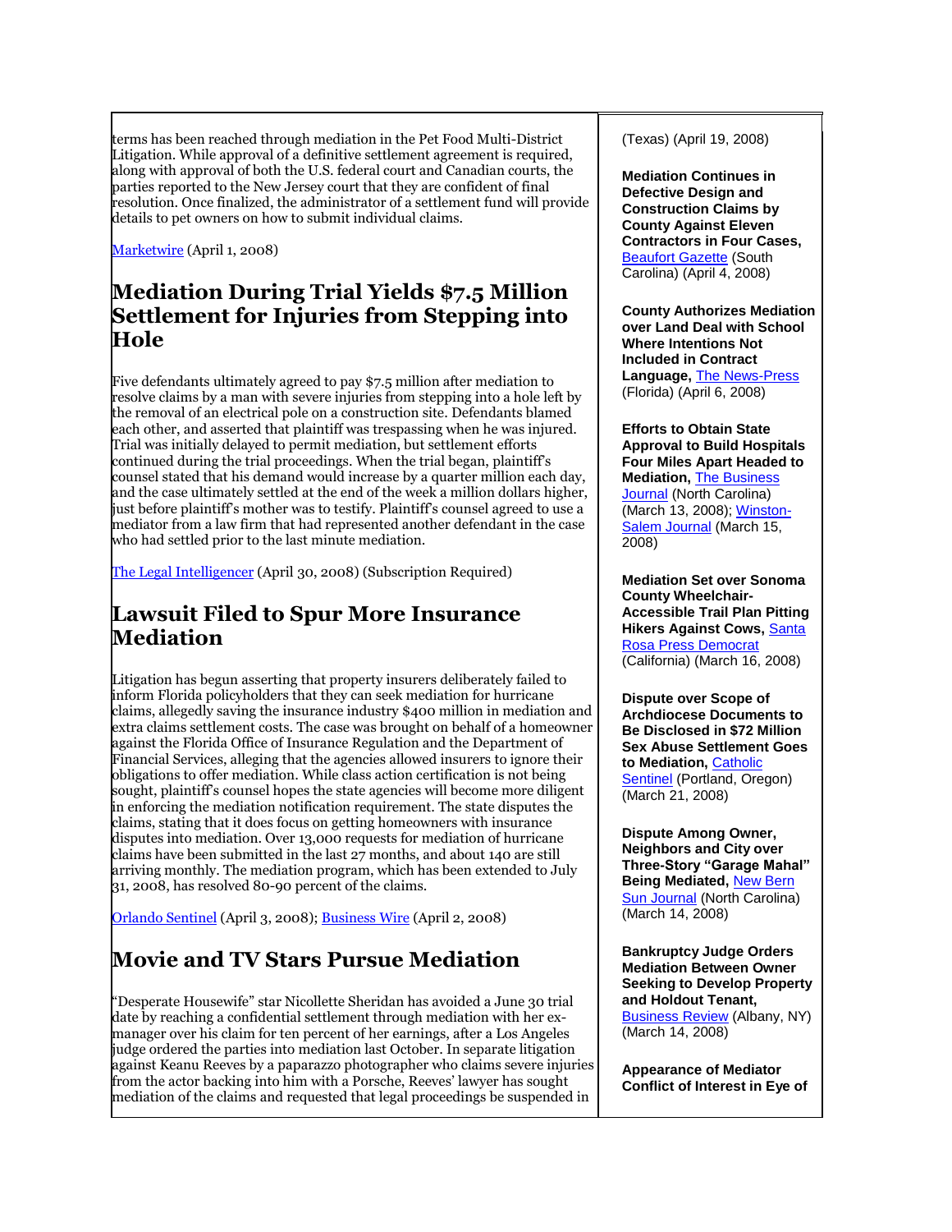terms has been reached through mediation in the Pet Food Multi-District Litigation. While approval of a definitive settlement agreement is required, along with approval of both the U.S. federal court and Canadian courts, the parties reported to the New Jersey court that they are confident of final resolution. Once finalized, the administrator of a settlement fund will provide details to pet owners on how to submit individual claims.

Marketwire (April 1, 2008)

## Mediation During Trial Yields $7.5 Million Settlement for Injuries from Stepping into Hole

Five defendants ultimately agreed to pay $7.5 million after mediation to resolve claims by a man with severe injuries from stepping into a hole left by the removal of an electrical pole on a construction site. Defendants blamed each other, and asserted that plaintiff was trespassing when he was injured. Trial was initially delayed to permit mediation, but settlement efforts continued during the trial proceedings. When the trial began, plaintiff's counsel stated that his demand would increase by a quarter million each day, and the case ultimately settled at the end of the week a million dollars higher, just before plaintiff's mother was to testify. Plaintiff's counsel agreed to use a mediator from a law firm that had represented another defendant in the case who had settled prior to the last minute mediation.

The Legal Intelligencer (April 30, 2008) (Subscription Required)

## Lawsuit Filed to Spur More Insurance Mediation

Litigation has begun asserting that property insurers deliberately failed to inform Florida policyholders that they can seek mediation for hurricane claims, allegedly saving the insurance industry $400 million in mediation and extra claims settlement costs. The case was brought on behalf of a homeowner against the Florida Office of Insurance Regulation and the Department of Financial Services, alleging that the agencies allowed insurers to ignore their obligations to offer mediation. While class action certification is not being sought, plaintiff's counsel hopes the state agencies will become more diligent in enforcing the mediation notification requirement. The state disputes the claims, stating that it does focus on getting homeowners with insurance disputes into mediation. Over 13,000 requests for mediation of hurricane claims have been submitted in the last 27 months, and about 140 are still arriving monthly. The mediation program, which has been extended to July 31, 2008, has resolved 80-90 percent of the claims.

Orlando Sentinel (April 3, 2008); Business Wire (April 2, 2008)

## Movie and TV Stars Pursue Mediation

"Desperate Housewife" star Nicollette Sheridan has avoided a June 30 trial date by reaching a confidential settlement through mediation with her ex-manager over his claim for ten percent of her earnings, after a Los Angeles judge ordered the parties into mediation last October. In separate litigation against Keanu Reeves by a paparazzo photographer who claims severe injuries from the actor backing into him with a Porsche, Reeves' lawyer has sought mediation of the claims and requested that legal proceedings be suspended in

(Texas) (April 19, 2008)

**Mediation Continues in Defective Design and Construction Claims by County Against Eleven Contractors in Four Cases,** Beaufort Gazette (South Carolina) (April 4, 2008)

**County Authorizes Mediation over Land Deal with School Where Intentions Not Included in Contract Language,** The News-Press (Florida) (April 6, 2008)

**Efforts to Obtain State Approval to Build Hospitals Four Miles Apart Headed to Mediation,** The Business Journal (North Carolina) (March 13, 2008); Winston-Salem Journal (March 15, 2008)

**Mediation Set over Sonoma County Wheelchair-Accessible Trail Plan Pitting Hikers Against Cows,** Santa Rosa Press Democrat (California) (March 16, 2008)

**Dispute over Scope of Archdiocese Documents to Be Disclosed in $72 Million Sex Abuse Settlement Goes to Mediation,** Catholic Sentinel (Portland, Oregon) (March 21, 2008)

**Dispute Among Owner, Neighbors and City over Three-Story "Garage Mahal" Being Mediated,** New Bern Sun Journal (North Carolina) (March 14, 2008)

**Bankruptcy Judge Orders Mediation Between Owner Seeking to Develop Property and Holdout Tenant,** Business Review (Albany, NY) (March 14, 2008)

**Appearance of Mediator Conflict of Interest in Eye of**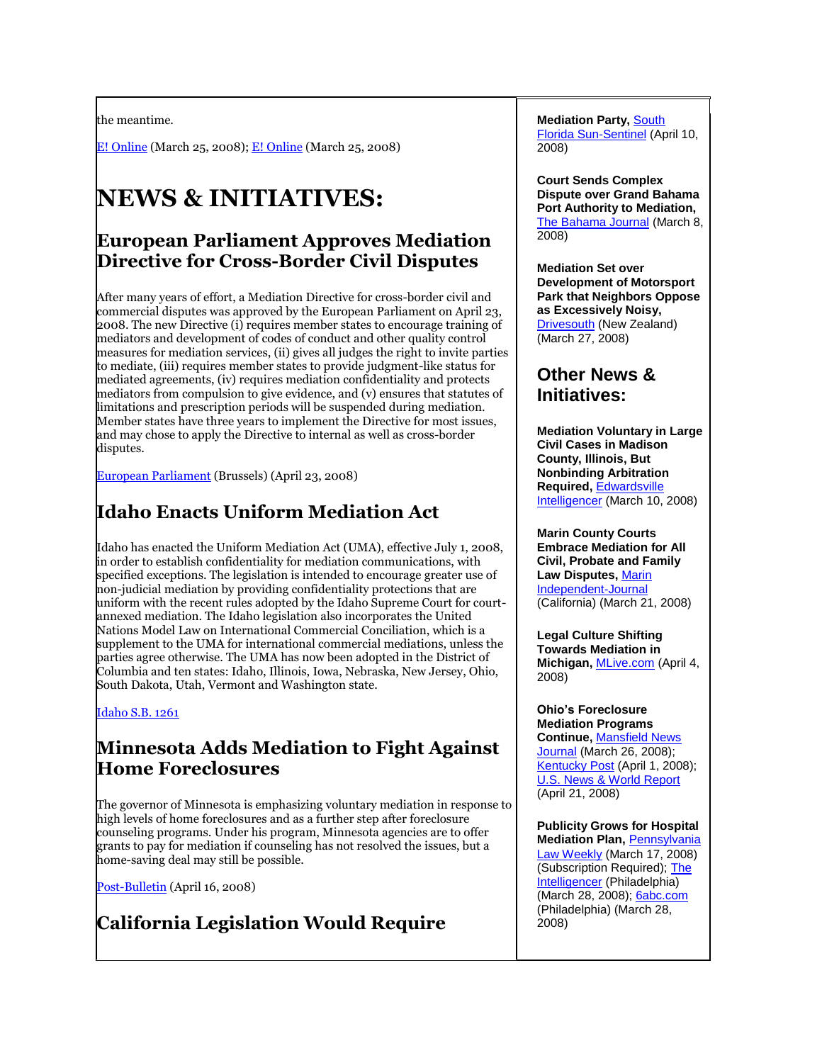the meantime.

E! Online (March 25, 2008); E! Online (March 25, 2008)

# NEWS & INITIATIVES:

## European Parliament Approves Mediation Directive for Cross-Border Civil Disputes

After many years of effort, a Mediation Directive for cross-border civil and commercial disputes was approved by the European Parliament on April 23, 2008. The new Directive (i) requires member states to encourage training of mediators and development of codes of conduct and other quality control measures for mediation services, (ii) gives all judges the right to invite parties to mediate, (iii) requires member states to provide judgment-like status for mediated agreements, (iv) requires mediation confidentiality and protects mediators from compulsion to give evidence, and (v) ensures that statutes of limitations and prescription periods will be suspended during mediation. Member states have three years to implement the Directive for most issues, and may chose to apply the Directive to internal as well as cross-border disputes.

European Parliament (Brussels) (April 23, 2008)

## Idaho Enacts Uniform Mediation Act

Idaho has enacted the Uniform Mediation Act (UMA), effective July 1, 2008, in order to establish confidentiality for mediation communications, with specified exceptions. The legislation is intended to encourage greater use of non-judicial mediation by providing confidentiality protections that are uniform with the recent rules adopted by the Idaho Supreme Court for court-annexed mediation. The Idaho legislation also incorporates the United Nations Model Law on International Commercial Conciliation, which is a supplement to the UMA for international commercial mediations, unless the parties agree otherwise. The UMA has now been adopted in the District of Columbia and ten states: Idaho, Illinois, Iowa, Nebraska, New Jersey, Ohio, South Dakota, Utah, Vermont and Washington state.

Idaho S.B. 1261

## Minnesota Adds Mediation to Fight Against Home Foreclosures

The governor of Minnesota is emphasizing voluntary mediation in response to high levels of home foreclosures and as a further step after foreclosure counseling programs. Under his program, Minnesota agencies are to offer grants to pay for mediation if counseling has not resolved the issues, but a home-saving deal may still be possible.

Post-Bulletin (April 16, 2008)

## California Legislation Would Require

**Mediation Party,** South Florida Sun-Sentinel (April 10, 2008)

**Court Sends Complex Dispute over Grand Bahama Port Authority to Mediation,** The Bahama Journal (March 8, 2008)

**Mediation Set over Development of Motorsport Park that Neighbors Oppose as Excessively Noisy,** Drivesouth (New Zealand) (March 27, 2008)

## Other News & Initiatives:

**Mediation Voluntary in Large Civil Cases in Madison County, Illinois, But Nonbinding Arbitration Required,** Edwardsville Intelligencer (March 10, 2008)

**Marin County Courts Embrace Mediation for All Civil, Probate and Family Law Disputes,** Marin Independent-Journal (California) (March 21, 2008)

**Legal Culture Shifting Towards Mediation in Michigan,** MLive.com (April 4, 2008)

**Ohio's Foreclosure Mediation Programs Continue,** Mansfield News Journal (March 26, 2008); Kentucky Post (April 1, 2008); U.S. News & World Report (April 21, 2008)

**Publicity Grows for Hospital Mediation Plan,** Pennsylvania Law Weekly (March 17, 2008) (Subscription Required); The Intelligencer (Philadelphia) (March 28, 2008); 6abc.com (Philadelphia) (March 28, 2008)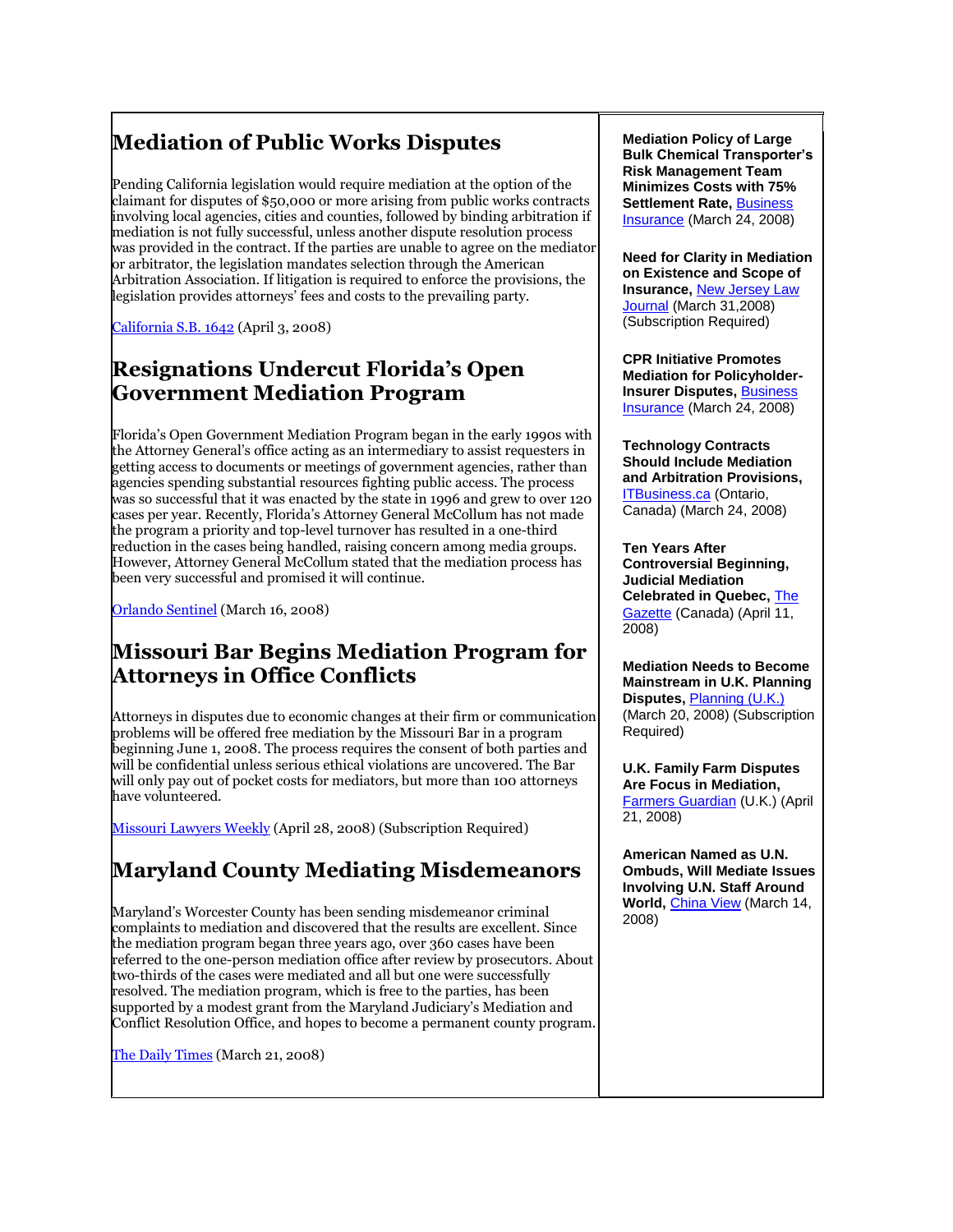## Mediation of Public Works Disputes

Pending California legislation would require mediation at the option of the claimant for disputes of $50,000 or more arising from public works contracts involving local agencies, cities and counties, followed by binding arbitration if mediation is not fully successful, unless another dispute resolution process was provided in the contract. If the parties are unable to agree on the mediator or arbitrator, the legislation mandates selection through the American Arbitration Association. If litigation is required to enforce the provisions, the legislation provides attorneys' fees and costs to the prevailing party.

California S.B. 1642 (April 3, 2008)

## Resignations Undercut Florida's Open Government Mediation Program

Florida's Open Government Mediation Program began in the early 1990s with the Attorney General's office acting as an intermediary to assist requesters in getting access to documents or meetings of government agencies, rather than agencies spending substantial resources fighting public access. The process was so successful that it was enacted by the state in 1996 and grew to over 120 cases per year. Recently, Florida's Attorney General McCollum has not made the program a priority and top-level turnover has resulted in a one-third reduction in the cases being handled, raising concern among media groups. However, Attorney General McCollum stated that the mediation process has been very successful and promised it will continue.

Orlando Sentinel (March 16, 2008)

## Missouri Bar Begins Mediation Program for Attorneys in Office Conflicts

Attorneys in disputes due to economic changes at their firm or communication problems will be offered free mediation by the Missouri Bar in a program beginning June 1, 2008. The process requires the consent of both parties and will be confidential unless serious ethical violations are uncovered. The Bar will only pay out of pocket costs for mediators, but more than 100 attorneys have volunteered.

Missouri Lawyers Weekly (April 28, 2008) (Subscription Required)

## Maryland County Mediating Misdemeanors

Maryland's Worcester County has been sending misdemeanor criminal complaints to mediation and discovered that the results are excellent. Since the mediation program began three years ago, over 360 cases have been referred to the one-person mediation office after review by prosecutors. About two-thirds of the cases were mediated and all but one were successfully resolved. The mediation program, which is free to the parties, has been supported by a modest grant from the Maryland Judiciary's Mediation and Conflict Resolution Office, and hopes to become a permanent county program.

The Daily Times (March 21, 2008)

**Mediation Policy of Large Bulk Chemical Transporter's Risk Management Team Minimizes Costs with 75% Settlement Rate,** Business Insurance (March 24, 2008)

**Need for Clarity in Mediation on Existence and Scope of Insurance,** New Jersey Law Journal (March 31,2008) (Subscription Required)

**CPR Initiative Promotes Mediation for Policyholder-Insurer Disputes,** Business Insurance (March 24, 2008)

**Technology Contracts Should Include Mediation and Arbitration Provisions,** ITBusiness.ca (Ontario, Canada) (March 24, 2008)

**Ten Years After Controversial Beginning, Judicial Mediation Celebrated in Quebec,** The Gazette (Canada) (April 11, 2008)

**Mediation Needs to Become Mainstream in U.K. Planning Disputes,** Planning (U.K.) (March 20, 2008) (Subscription Required)

**U.K. Family Farm Disputes Are Focus in Mediation,** Farmers Guardian (U.K.) (April 21, 2008)

**American Named as U.N. Ombuds, Will Mediate Issues Involving U.N. Staff Around World,** China View (March 14, 2008)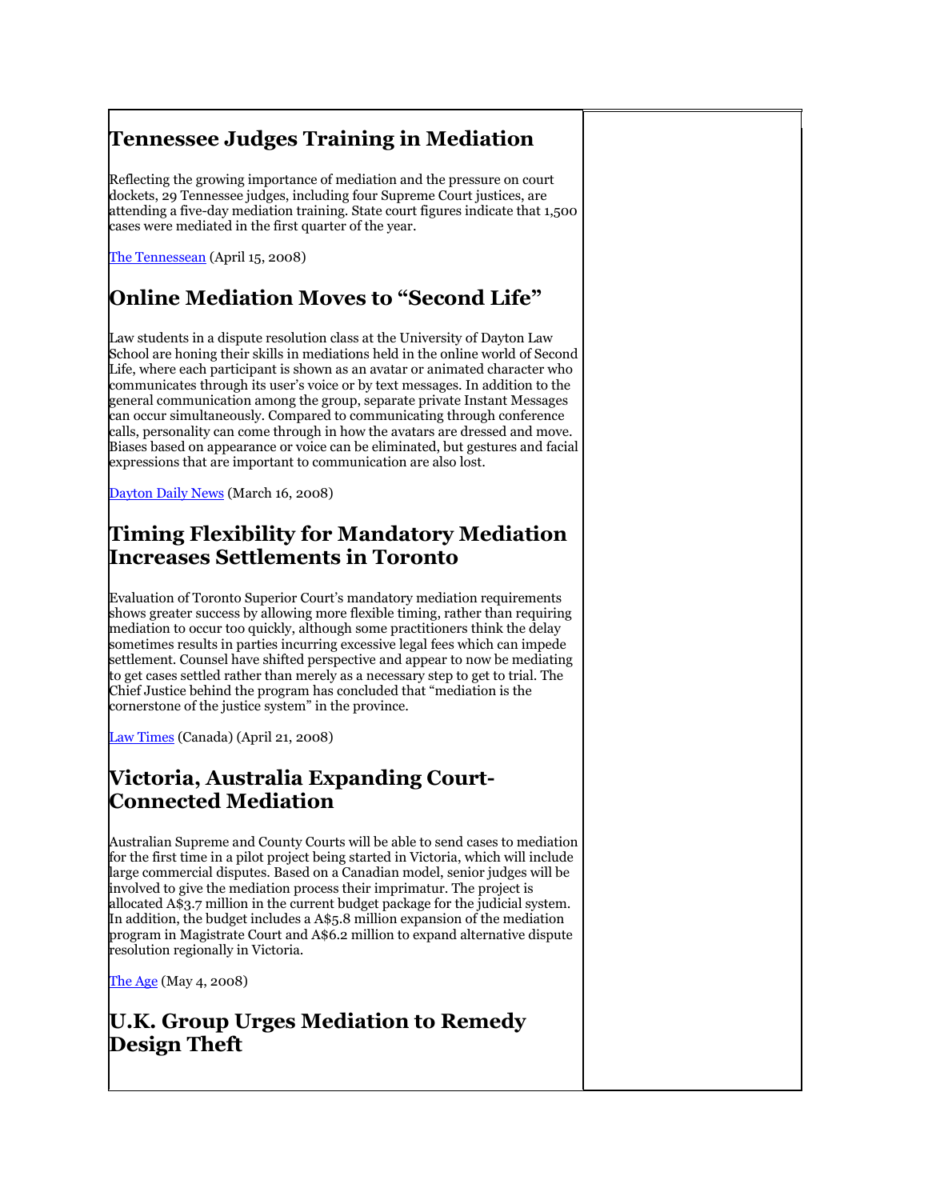## Tennessee Judges Training in Mediation

Reflecting the growing importance of mediation and the pressure on court dockets, 29 Tennessee judges, including four Supreme Court justices, are attending a five-day mediation training. State court figures indicate that 1,500 cases were mediated in the first quarter of the year.

The Tennessean (April 15, 2008)

## Online Mediation Moves to "Second Life"

Law students in a dispute resolution class at the University of Dayton Law School are honing their skills in mediations held in the online world of Second Life, where each participant is shown as an avatar or animated character who communicates through its user's voice or by text messages. In addition to the general communication among the group, separate private Instant Messages can occur simultaneously. Compared to communicating through conference calls, personality can come through in how the avatars are dressed and move. Biases based on appearance or voice can be eliminated, but gestures and facial expressions that are important to communication are also lost.

Dayton Daily News (March 16, 2008)

## Timing Flexibility for Mandatory Mediation Increases Settlements in Toronto

Evaluation of Toronto Superior Court's mandatory mediation requirements shows greater success by allowing more flexible timing, rather than requiring mediation to occur too quickly, although some practitioners think the delay sometimes results in parties incurring excessive legal fees which can impede settlement. Counsel have shifted perspective and appear to now be mediating to get cases settled rather than merely as a necessary step to get to trial. The Chief Justice behind the program has concluded that "mediation is the cornerstone of the justice system" in the province.

Law Times (Canada) (April 21, 2008)

## Victoria, Australia Expanding Court-Connected Mediation

Australian Supreme and County Courts will be able to send cases to mediation for the first time in a pilot project being started in Victoria, which will include large commercial disputes. Based on a Canadian model, senior judges will be involved to give the mediation process their imprimatur. The project is allocated A$3.7 million in the current budget package for the judicial system. In addition, the budget includes a A$5.8 million expansion of the mediation program in Magistrate Court and A$6.2 million to expand alternative dispute resolution regionally in Victoria.

The Age (May 4, 2008)

## U.K. Group Urges Mediation to Remedy Design Theft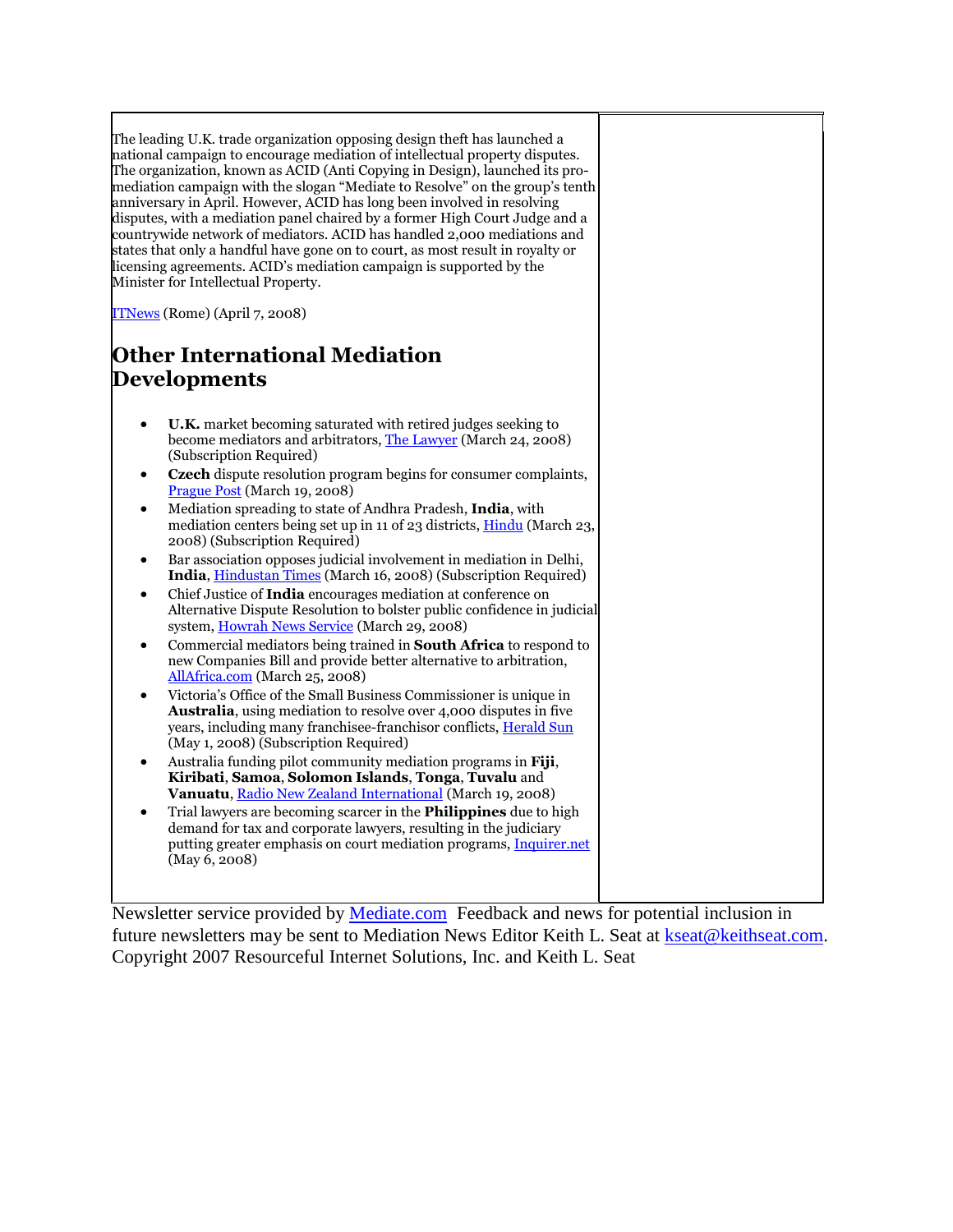The leading U.K. trade organization opposing design theft has launched a national campaign to encourage mediation of intellectual property disputes. The organization, known as ACID (Anti Copying in Design), launched its pro-mediation campaign with the slogan "Mediate to Resolve" on the group's tenth anniversary in April. However, ACID has long been involved in resolving disputes, with a mediation panel chaired by a former High Court Judge and a countrywide network of mediators. ACID has handled 2,000 mediations and states that only a handful have gone on to court, as most result in royalty or licensing agreements. ACID's mediation campaign is supported by the Minister for Intellectual Property.

ITNews (Rome) (April 7, 2008)

## Other International Mediation Developments

- **U.K.** market becoming saturated with retired judges seeking to become mediators and arbitrators, The Lawyer (March 24, 2008) (Subscription Required)
- **Czech** dispute resolution program begins for consumer complaints, Prague Post (March 19, 2008)
- Mediation spreading to state of Andhra Pradesh, **India**, with mediation centers being set up in 11 of 23 districts, Hindu (March 23, 2008) (Subscription Required)
- Bar association opposes judicial involvement in mediation in Delhi, **India**, Hindustan Times (March 16, 2008) (Subscription Required)
- Chief Justice of **India** encourages mediation at conference on Alternative Dispute Resolution to bolster public confidence in judicial system, Howrah News Service (March 29, 2008)
- Commercial mediators being trained in **South Africa** to respond to new Companies Bill and provide better alternative to arbitration, AllAfrica.com (March 25, 2008)
- Victoria's Office of the Small Business Commissioner is unique in **Australia**, using mediation to resolve over 4,000 disputes in five years, including many franchisee-franchisor conflicts, Herald Sun (May 1, 2008) (Subscription Required)
- Australia funding pilot community mediation programs in **Fiji**, **Kiribati**, **Samoa**, **Solomon Islands**, **Tonga**, **Tuvalu** and **Vanuatu**, Radio New Zealand International (March 19, 2008)
- Trial lawyers are becoming scarcer in the **Philippines** due to high demand for tax and corporate lawyers, resulting in the judiciary putting greater emphasis on court mediation programs, Inquirer.net (May 6, 2008)

Newsletter service provided by Mediate.com Feedback and news for potential inclusion in future newsletters may be sent to Mediation News Editor Keith L. Seat at kseat@keithseat.com. Copyright 2007 Resourceful Internet Solutions, Inc. and Keith L. Seat